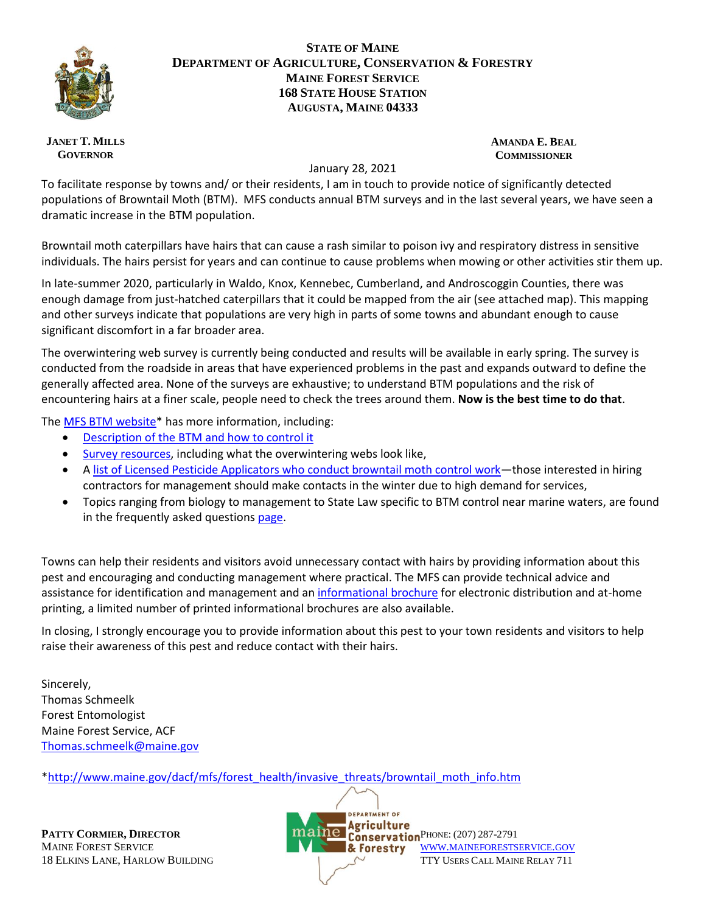**STATE OF MAINE**
**DEPARTMENT OF AGRICULTURE, CONSERVATION & FORESTRY**
**MAINE FOREST SERVICE**
**168 STATE HOUSE STATION**
**AUGUSTA, MAINE 04333**

**JANET T. MILLS**
**GOVERNOR**

**AMANDA E. BEAL**
**COMMISSIONER**

January 28, 2021

To facilitate response by towns and/ or their residents, I am in touch to provide notice of significantly detected populations of Browntail Moth (BTM). MFS conducts annual BTM surveys and in the last several years, we have seen a dramatic increase in the BTM population.

Browntail moth caterpillars have hairs that can cause a rash similar to poison ivy and respiratory distress in sensitive individuals. The hairs persist for years and can continue to cause problems when mowing or other activities stir them up.

In late-summer 2020, particularly in Waldo, Knox, Kennebec, Cumberland, and Androscoggin Counties, there was enough damage from just-hatched caterpillars that it could be mapped from the air (see attached map). This mapping and other surveys indicate that populations are very high in parts of some towns and abundant enough to cause significant discomfort in a far broader area.

The overwintering web survey is currently being conducted and results will be available in early spring. The survey is conducted from the roadside in areas that have experienced problems in the past and expands outward to define the generally affected area. None of the surveys are exhaustive; to understand BTM populations and the risk of encountering hairs at a finer scale, people need to check the trees around them. **Now is the best time to do that**.

The MFS BTM website* has more information, including:

- Description of the BTM and how to control it
- Survey resources, including what the overwintering webs look like,
- A list of Licensed Pesticide Applicators who conduct browntail moth control work—those interested in hiring contractors for management should make contacts in the winter due to high demand for services,
- Topics ranging from biology to management to State Law specific to BTM control near marine waters, are found in the frequently asked questions page.

Towns can help their residents and visitors avoid unnecessary contact with hairs by providing information about this pest and encouraging and conducting management where practical. The MFS can provide technical advice and assistance for identification and management and an informational brochure for electronic distribution and at-home printing, a limited number of printed informational brochures are also available.

In closing, I strongly encourage you to provide information about this pest to your town residents and visitors to help raise their awareness of this pest and reduce contact with their hairs.

Sincerely,
Thomas Schmeelk
Forest Entomologist
Maine Forest Service, ACF
Thomas.schmeelk@maine.gov

*http://www.maine.gov/dacf/mfs/forest_health/invasive_threats/browntail_moth_info.htm

**PATTY CORMIER, DIRECTOR**
MAINE FOREST SERVICE
18 ELKINS LANE, HARLOW BUILDING

PHONE: (207) 287-2791
WWW.MAINEFORESTSERVICE.GOV
TTY USERS CALL MAINE RELAY 711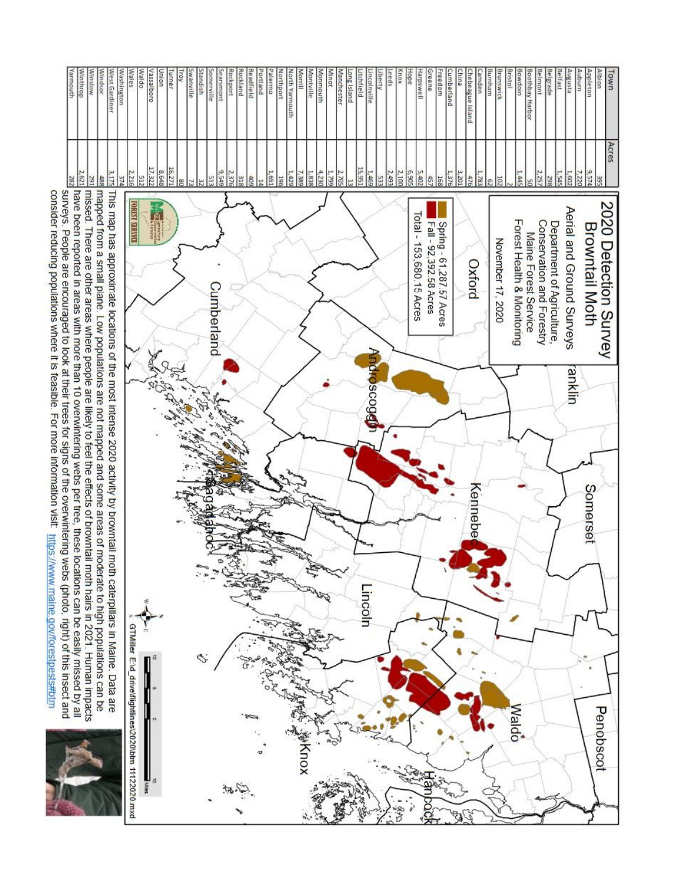| Town | Acres |
|---|---|
| Albion | 395 |
| Appleton | 9,574 |
| Auburn | 7,220 |
| Augusta | 1,602 |
| Belfast | 1,545 |
| Belgrade | 298 |
| Belmont | 2,257 |
| Boothbay Harbor | 50 |
| Bowdoin | 1,445 |
| Bristol | 2 |
| Brunswick | 102 |
| Burnham | 62 |
| Camden | 1,783 |
| Chebeague Island | 476 |
| China | 3,201 |
| Cumberland | 1,376 |
| Freedom | 168 |
| Greene | 457 |
| Harpswell | 5,402 |
| Hope | 6,905 |
| Knox | 2,100 |
| Leeds | 2,493 |
| Liberty | 533 |
| Lincolnville | 1,469 |
| Litchfield | 15,951 |
| Long Island | 13 |
| Manchester | 2,705 |
| Minot | 1,799 |
| Monmouth | 4,230 |
| Montville | 1,838 |
| Morrill | 7,389 |
| North Yarmouth | 1,429 |
| Northport | 196 |
| Palermo | 1,651 |
| Portland | 14 |
| Readfield | 409 |
| Rockland | 318 |
| Rockport | 2,376 |
| Searsmont | 9,549 |
| Somerville | 513 |
| Standish | 32 |
| Swanville | 73 |
| Troy | 80 |
| Turner | 16,271 |
| Union | 8,648 |
| Vassalboro | 17,322 |
| Waldo | 512 |
| Wales | 2,216 |
| Washington | 374 |
| West Gardiner | 3,175 |
| Windsor | 488 |
| Winslow | 291 |
| Winthrop | 2,621 |
| Yarmouth | 282 |

# 2020 Detection Survey Browntail Moth

Aerial and Ground Surveys

Department of Agriculture, Conservation and Forestry

Maine Forest Service

Forest Health & Monitoring

November 17, 2020

Spring - 61,287.57 Acres

Fall - 92,392.58 Acres

Total - 153,680.15 Acres

Oxford

Franklin

Somerset

Penobscot

Androscoggin

Kennebec

Cumberland

Sagadahoc

Lincoln

Waldo

Knox

Hancock

10 5 0 10 Miles

GTMiller E:\d_drive\flightlines\2020\btm 11122020.mxd

This map has approximate locations of the most intense 2020 activity by browntail moth caterpillars in Maine. Data are mapped from a small plane. Low populations are not mapped and some areas of moderate to high populations can be missed. There are other areas where people are likely to feel the effects of browntail moth hairs in 2021. Human impacts have been reported in areas with more than 10 overwintering webs per tree, these locations can be easily missed by all surveys. People are encouraged to look at their trees for signs of the overwintering webs (photo, right) of this insect and consider reducing populations where it is feasible. For more information visit: https://www.maine.gov/forestpests#btm